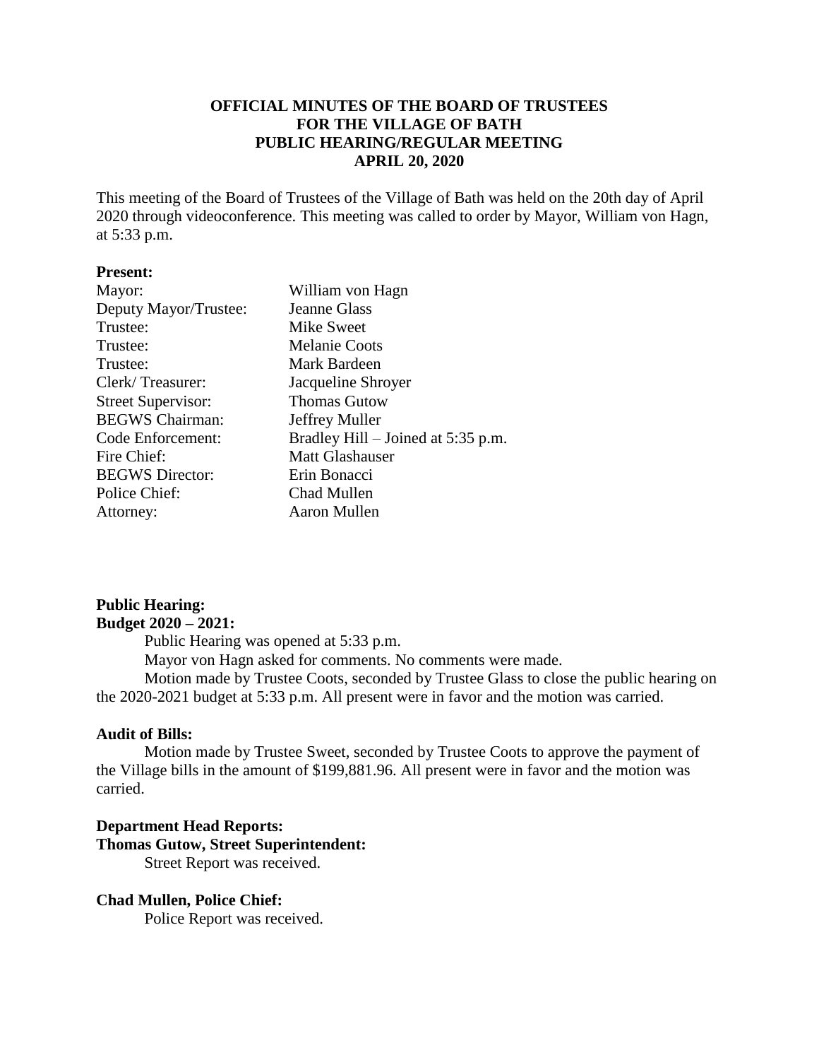**OFFICIAL MINUTES OF THE BOARD OF TRUSTEES**
**FOR THE VILLAGE OF BATH**
**PUBLIC HEARING/REGULAR MEETING**
**APRIL 20, 2020**

This meeting of the Board of Trustees of the Village of Bath was held on the 20th day of April 2020 through videoconference. This meeting was called to order by Mayor, William von Hagn, at 5:33 p.m.

**Present:**

| | |
|---|---|
| Mayor: | William von Hagn |
| Deputy Mayor/Trustee: | Jeanne Glass |
| Trustee: | Mike Sweet |
| Trustee: | Melanie Coots |
| Trustee: | Mark Bardeen |
| Clerk/ Treasurer: | Jacqueline Shroyer |
| Street Supervisor: | Thomas Gutow |
| BEGWS Chairman: | Jeffrey Muller |
| Code Enforcement: | Bradley Hill – Joined at 5:35 p.m. |
| Fire Chief: | Matt Glashauser |
| BEGWS Director: | Erin Bonacci |
| Police Chief: | Chad Mullen |
| Attorney: | Aaron Mullen |

**Public Hearing:**
**Budget 2020 – 2021:**

Public Hearing was opened at 5:33 p.m.

Mayor von Hagn asked for comments. No comments were made.

Motion made by Trustee Coots, seconded by Trustee Glass to close the public hearing on the 2020-2021 budget at 5:33 p.m. All present were in favor and the motion was carried.

**Audit of Bills:**

Motion made by Trustee Sweet, seconded by Trustee Coots to approve the payment of the Village bills in the amount of $199,881.96. All present were in favor and the motion was carried.

**Department Head Reports:**
**Thomas Gutow, Street Superintendent:**

Street Report was received.

**Chad Mullen, Police Chief:**

Police Report was received.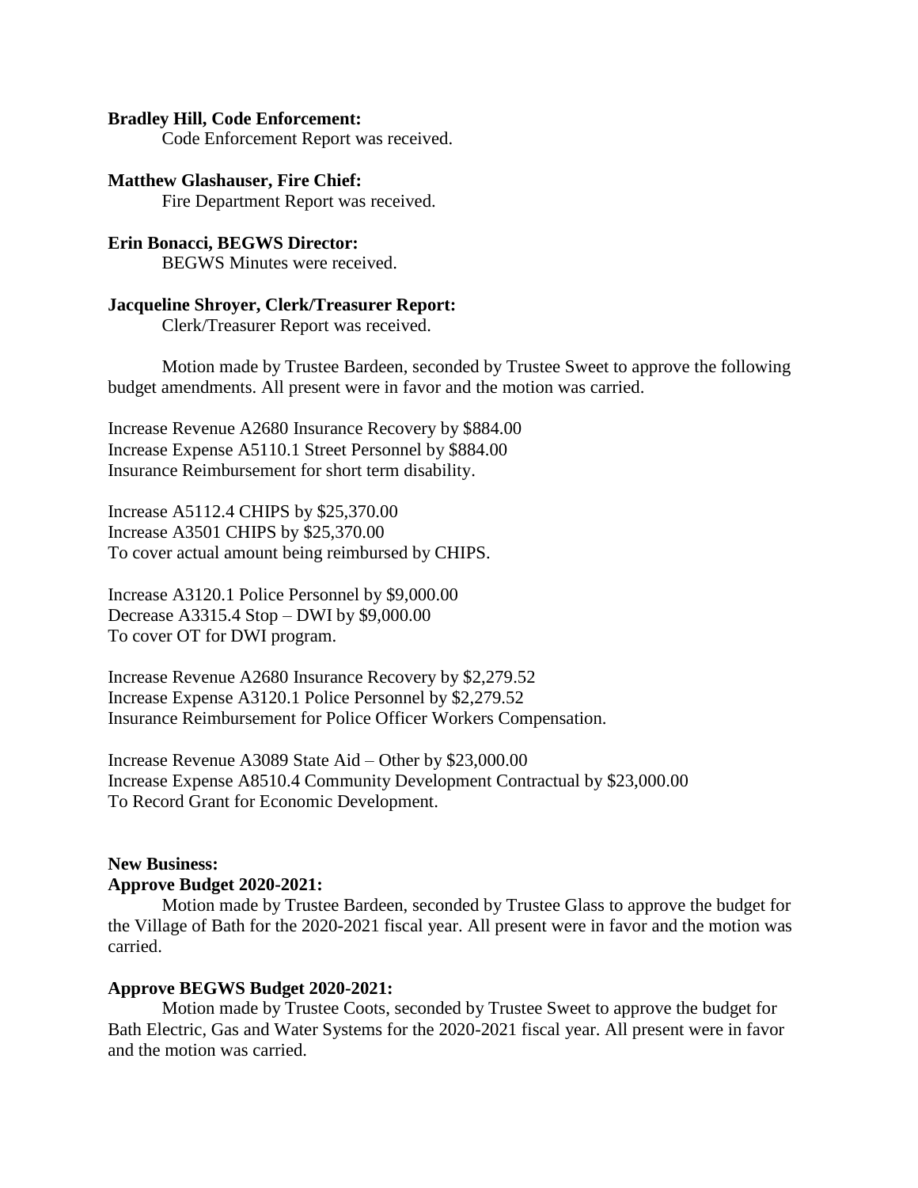**Bradley Hill, Code Enforcement:**

Code Enforcement Report was received.

**Matthew Glashauser, Fire Chief:**

Fire Department Report was received.

**Erin Bonacci, BEGWS Director:**

BEGWS Minutes were received.

**Jacqueline Shroyer, Clerk/Treasurer Report:**

Clerk/Treasurer Report was received.

Motion made by Trustee Bardeen, seconded by Trustee Sweet to approve the following budget amendments. All present were in favor and the motion was carried.

Increase Revenue A2680 Insurance Recovery by $884.00
Increase Expense A5110.1 Street Personnel by $884.00
Insurance Reimbursement for short term disability.

Increase A5112.4 CHIPS by $25,370.00
Increase A3501 CHIPS by $25,370.00
To cover actual amount being reimbursed by CHIPS.

Increase A3120.1 Police Personnel by $9,000.00
Decrease A3315.4 Stop – DWI by $9,000.00
To cover OT for DWI program.

Increase Revenue A2680 Insurance Recovery by $2,279.52
Increase Expense A3120.1 Police Personnel by $2,279.52
Insurance Reimbursement for Police Officer Workers Compensation.

Increase Revenue A3089 State Aid – Other by $23,000.00
Increase Expense A8510.4 Community Development Contractual by $23,000.00
To Record Grant for Economic Development.

**New Business:**

**Approve Budget 2020-2021:**

Motion made by Trustee Bardeen, seconded by Trustee Glass to approve the budget for the Village of Bath for the 2020-2021 fiscal year. All present were in favor and the motion was carried.

**Approve BEGWS Budget 2020-2021:**

Motion made by Trustee Coots, seconded by Trustee Sweet to approve the budget for Bath Electric, Gas and Water Systems for the 2020-2021 fiscal year. All present were in favor and the motion was carried.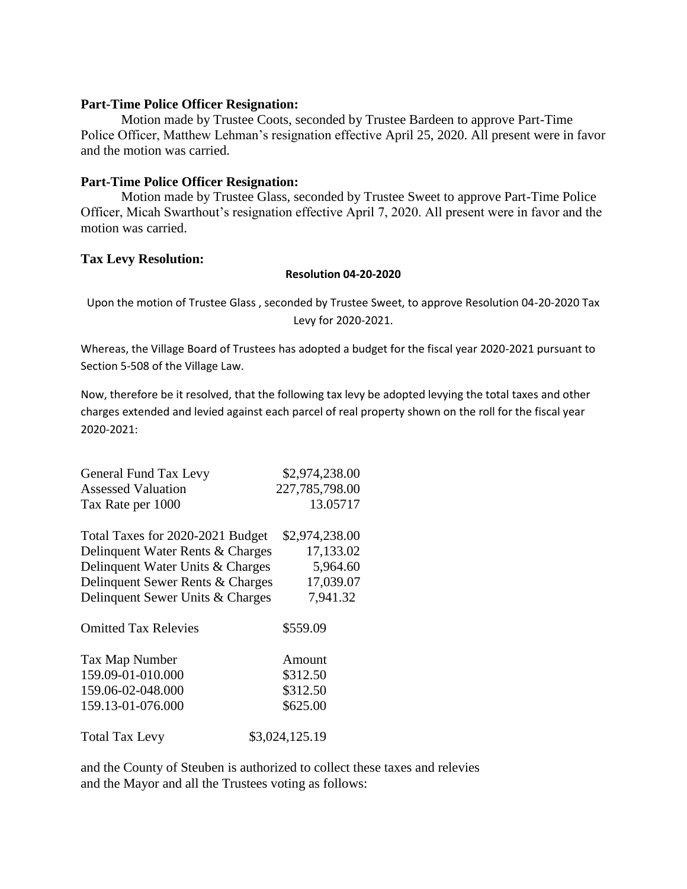**Part-Time Police Officer Resignation:**

Motion made by Trustee Coots, seconded by Trustee Bardeen to approve Part-Time Police Officer, Matthew Lehman's resignation effective April 25, 2020. All present were in favor and the motion was carried.

**Part-Time Police Officer Resignation:**

Motion made by Trustee Glass, seconded by Trustee Sweet to approve Part-Time Police Officer, Micah Swarthout's resignation effective April 7, 2020. All present were in favor and the motion was carried.

**Tax Levy Resolution:**

**Resolution 04-20-2020**

Upon the motion of Trustee Glass , seconded by Trustee Sweet, to approve Resolution 04-20-2020 Tax Levy for 2020-2021.

Whereas, the Village Board of Trustees has adopted a budget for the fiscal year 2020-2021 pursuant to Section 5-508 of the Village Law.

Now, therefore be it resolved, that the following tax levy be adopted levying the total taxes and other charges extended and levied against each parcel of real property shown on the roll for the fiscal year 2020-2021:

| | |
|---|---|
| General Fund Tax Levy | \$2,974,238.00 |
| Assessed Valuation | 227,785,798.00 |
| Tax Rate per 1000 | 13.05717 |

| | |
|---|---|
| Total Taxes for 2020-2021 Budget | \$2,974,238.00 |
| Delinquent Water Rents & Charges | 17,133.02 |
| Delinquent Water Units & Charges | 5,964.60 |
| Delinquent Sewer Rents & Charges | 17,039.07 |
| Delinquent Sewer Units & Charges | 7,941.32 |

Omitted Tax Relevies \$559.09

| Tax Map Number | Amount |
|---|---|
| 159.09-01-010.000 | \$312.50 |
| 159.06-02-048.000 | \$312.50 |
| 159.13-01-076.000 | \$625.00 |

Total Tax Levy \$3,024,125.19

and the County of Steuben is authorized to collect these taxes and relevies and the Mayor and all the Trustees voting as follows: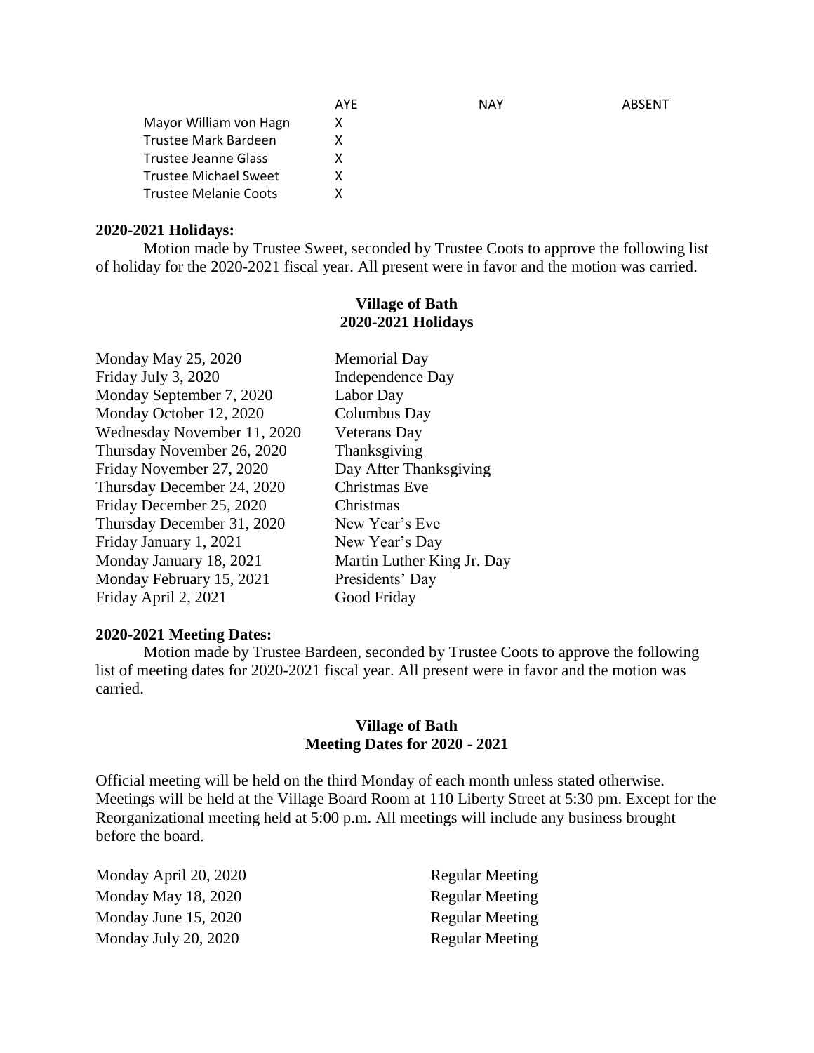| | AYE | NAY | ABSENT |
|---|---|---|---|
| Mayor William von Hagn | X | | |
| Trustee Mark Bardeen | X | | |
| Trustee Jeanne Glass | X | | |
| Trustee Michael Sweet | X | | |
| Trustee Melanie Coots | X | | |

**2020-2021 Holidays:**

Motion made by Trustee Sweet, seconded by Trustee Coots to approve the following list of holiday for the 2020-2021 fiscal year. All present were in favor and the motion was carried.

**Village of Bath**
**2020-2021 Holidays**

| | |
|---|---|
| Monday May 25, 2020 | Memorial Day |
| Friday July 3, 2020 | Independence Day |
| Monday September 7, 2020 | Labor Day |
| Monday October 12, 2020 | Columbus Day |
| Wednesday November 11, 2020 | Veterans Day |
| Thursday November 26, 2020 | Thanksgiving |
| Friday November 27, 2020 | Day After Thanksgiving |
| Thursday December 24, 2020 | Christmas Eve |
| Friday December 25, 2020 | Christmas |
| Thursday December 31, 2020 | New Year's Eve |
| Friday January 1, 2021 | New Year's Day |
| Monday January 18, 2021 | Martin Luther King Jr. Day |
| Monday February 15, 2021 | Presidents' Day |
| Friday April 2, 2021 | Good Friday |

**2020-2021 Meeting Dates:**

Motion made by Trustee Bardeen, seconded by Trustee Coots to approve the following list of meeting dates for 2020-2021 fiscal year. All present were in favor and the motion was carried.

**Village of Bath**
**Meeting Dates for 2020 - 2021**

Official meeting will be held on the third Monday of each month unless stated otherwise. Meetings will be held at the Village Board Room at 110 Liberty Street at 5:30 pm. Except for the Reorganizational meeting held at 5:00 p.m. All meetings will include any business brought before the board.

| | |
|---|---|
| Monday April 20, 2020 | Regular Meeting |
| Monday May 18, 2020 | Regular Meeting |
| Monday June 15, 2020 | Regular Meeting |
| Monday July 20, 2020 | Regular Meeting |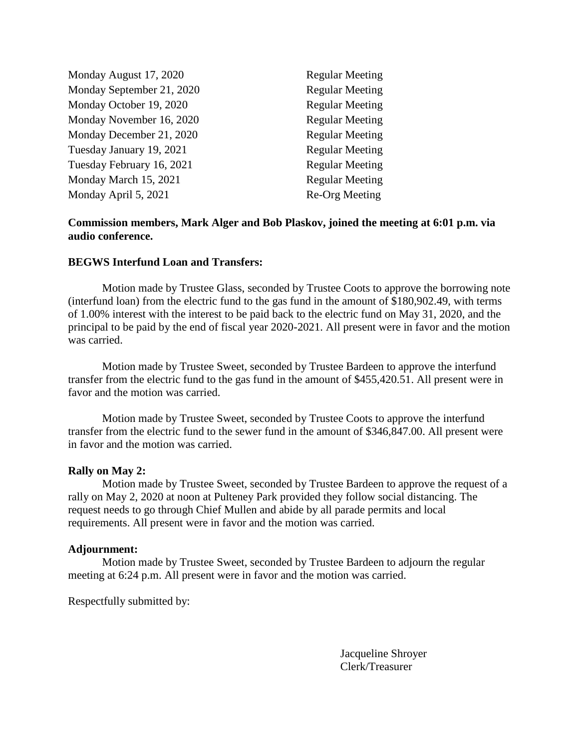| | |
|---|---|
| Monday August 17, 2020 | Regular Meeting |
| Monday September 21, 2020 | Regular Meeting |
| Monday October 19, 2020 | Regular Meeting |
| Monday November 16, 2020 | Regular Meeting |
| Monday December 21, 2020 | Regular Meeting |
| Tuesday January 19, 2021 | Regular Meeting |
| Tuesday February 16, 2021 | Regular Meeting |
| Monday March 15, 2021 | Regular Meeting |
| Monday April 5, 2021 | Re-Org Meeting |

**Commission members, Mark Alger and Bob Plaskov, joined the meeting at 6:01 p.m. via audio conference.**

**BEGWS Interfund Loan and Transfers:**

Motion made by Trustee Glass, seconded by Trustee Coots to approve the borrowing note (interfund loan) from the electric fund to the gas fund in the amount of $180,902.49, with terms of 1.00% interest with the interest to be paid back to the electric fund on May 31, 2020, and the principal to be paid by the end of fiscal year 2020-2021. All present were in favor and the motion was carried.

Motion made by Trustee Sweet, seconded by Trustee Bardeen to approve the interfund transfer from the electric fund to the gas fund in the amount of $455,420.51. All present were in favor and the motion was carried.

Motion made by Trustee Sweet, seconded by Trustee Coots to approve the interfund transfer from the electric fund to the sewer fund in the amount of $346,847.00. All present were in favor and the motion was carried.

**Rally on May 2:**

Motion made by Trustee Sweet, seconded by Trustee Bardeen to approve the request of a rally on May 2, 2020 at noon at Pulteney Park provided they follow social distancing. The request needs to go through Chief Mullen and abide by all parade permits and local requirements. All present were in favor and the motion was carried.

**Adjournment:**

Motion made by Trustee Sweet, seconded by Trustee Bardeen to adjourn the regular meeting at 6:24 p.m. All present were in favor and the motion was carried.

Respectfully submitted by:

Jacqueline Shroyer
Clerk/Treasurer